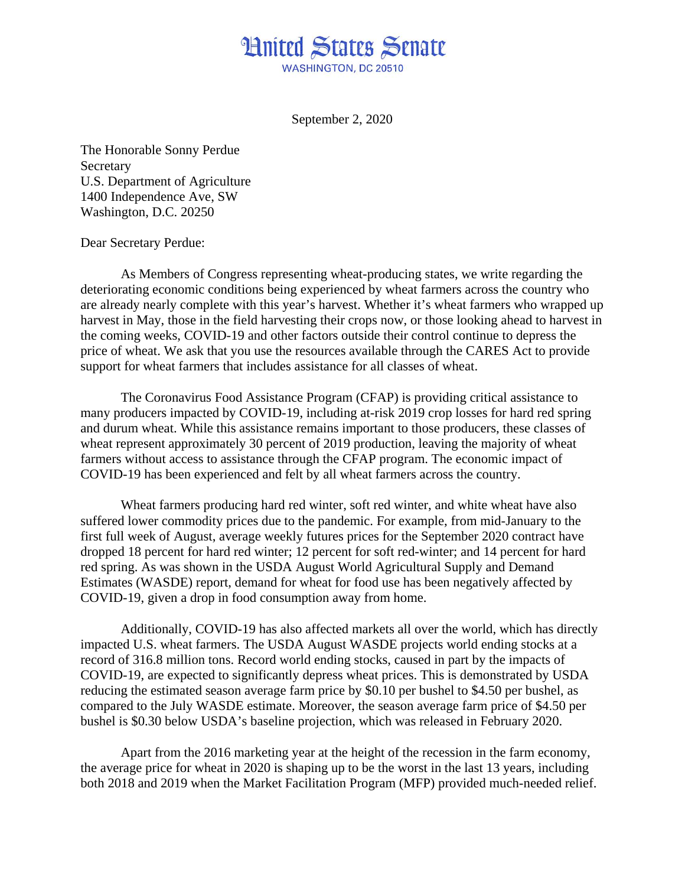# United States Senate

WASHINGTON, DC 20510

September 2, 2020

The Honorable Sonny Perdue
Secretary
U.S. Department of Agriculture
1400 Independence Ave, SW
Washington, D.C. 20250

Dear Secretary Perdue:

As Members of Congress representing wheat-producing states, we write regarding the deteriorating economic conditions being experienced by wheat farmers across the country who are already nearly complete with this year's harvest. Whether it's wheat farmers who wrapped up harvest in May, those in the field harvesting their crops now, or those looking ahead to harvest in the coming weeks, COVID-19 and other factors outside their control continue to depress the price of wheat. We ask that you use the resources available through the CARES Act to provide support for wheat farmers that includes assistance for all classes of wheat.

The Coronavirus Food Assistance Program (CFAP) is providing critical assistance to many producers impacted by COVID-19, including at-risk 2019 crop losses for hard red spring and durum wheat. While this assistance remains important to those producers, these classes of wheat represent approximately 30 percent of 2019 production, leaving the majority of wheat farmers without access to assistance through the CFAP program. The economic impact of COVID-19 has been experienced and felt by all wheat farmers across the country.

Wheat farmers producing hard red winter, soft red winter, and white wheat have also suffered lower commodity prices due to the pandemic. For example, from mid-January to the first full week of August, average weekly futures prices for the September 2020 contract have dropped 18 percent for hard red winter; 12 percent for soft red-winter; and 14 percent for hard red spring. As was shown in the USDA August World Agricultural Supply and Demand Estimates (WASDE) report, demand for wheat for food use has been negatively affected by COVID-19, given a drop in food consumption away from home.

Additionally, COVID-19 has also affected markets all over the world, which has directly impacted U.S. wheat farmers. The USDA August WASDE projects world ending stocks at a record of 316.8 million tons. Record world ending stocks, caused in part by the impacts of COVID-19, are expected to significantly depress wheat prices. This is demonstrated by USDA reducing the estimated season average farm price by $0.10 per bushel to $4.50 per bushel, as compared to the July WASDE estimate. Moreover, the season average farm price of $4.50 per bushel is $0.30 below USDA's baseline projection, which was released in February 2020.

Apart from the 2016 marketing year at the height of the recession in the farm economy, the average price for wheat in 2020 is shaping up to be the worst in the last 13 years, including both 2018 and 2019 when the Market Facilitation Program (MFP) provided much-needed relief.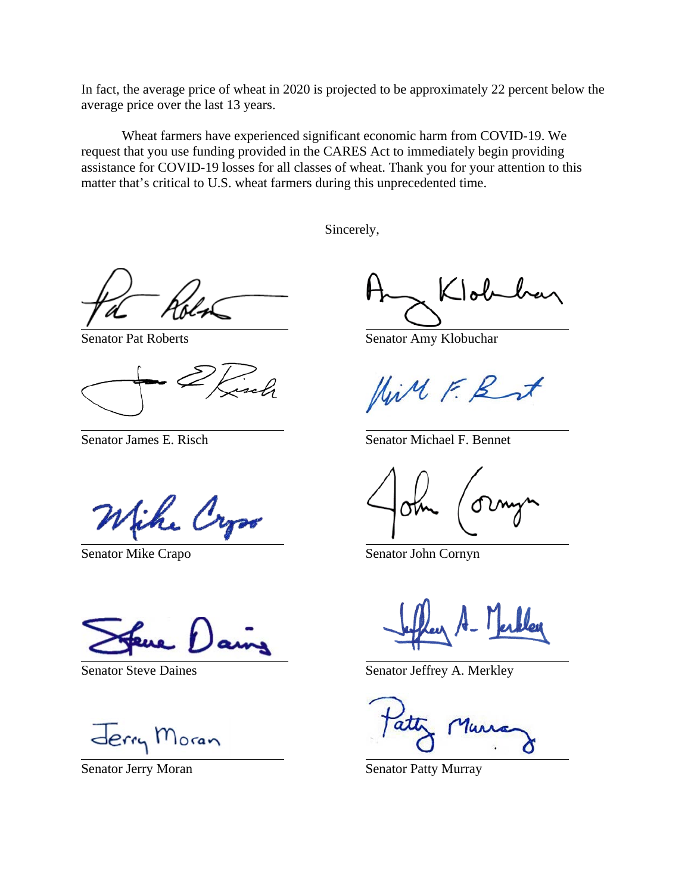In fact, the average price of wheat in 2020 is projected to be approximately 22 percent below the average price over the last 13 years.

Wheat farmers have experienced significant economic harm from COVID-19. We request that you use funding provided in the CARES Act to immediately begin providing assistance for COVID-19 losses for all classes of wheat. Thank you for your attention to this matter that's critical to U.S. wheat farmers during this unprecedented time.

Sincerely,

Senator Pat Roberts

Senator Amy Klobuchar

Senator James E. Risch

Senator Michael F. Bennet

Senator Mike Crapo

Senator John Cornyn

Senator Steve Daines

Senator Jeffrey A. Merkley

Senator Jerry Moran

Senator Patty Murray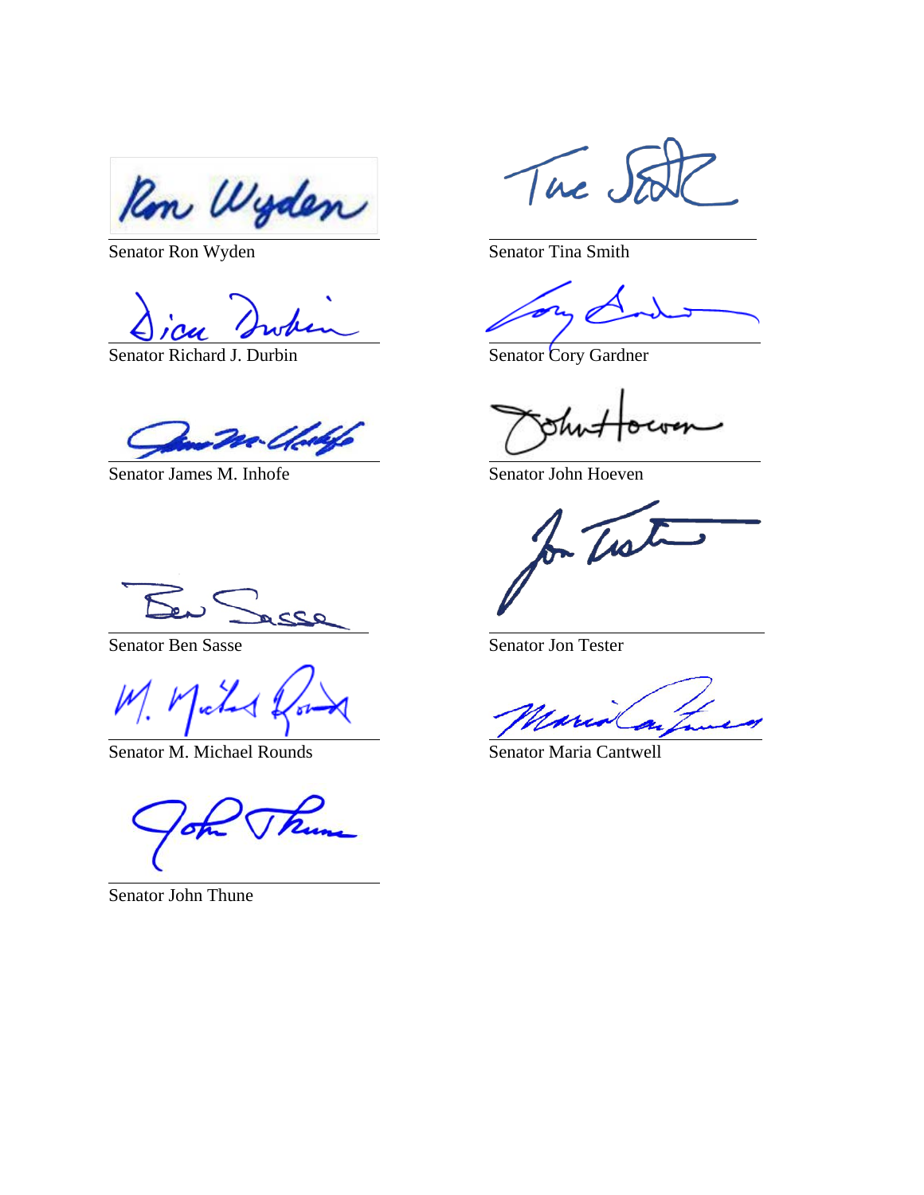Senator Ron Wyden

Senator Tina Smith

Senator Richard J. Durbin

Senator Cory Gardner

Senator James M. Inhofe

Senator John Hoeven

Senator Ben Sasse

Senator Jon Tester

Senator M. Michael Rounds

Senator Maria Cantwell

Senator John Thune